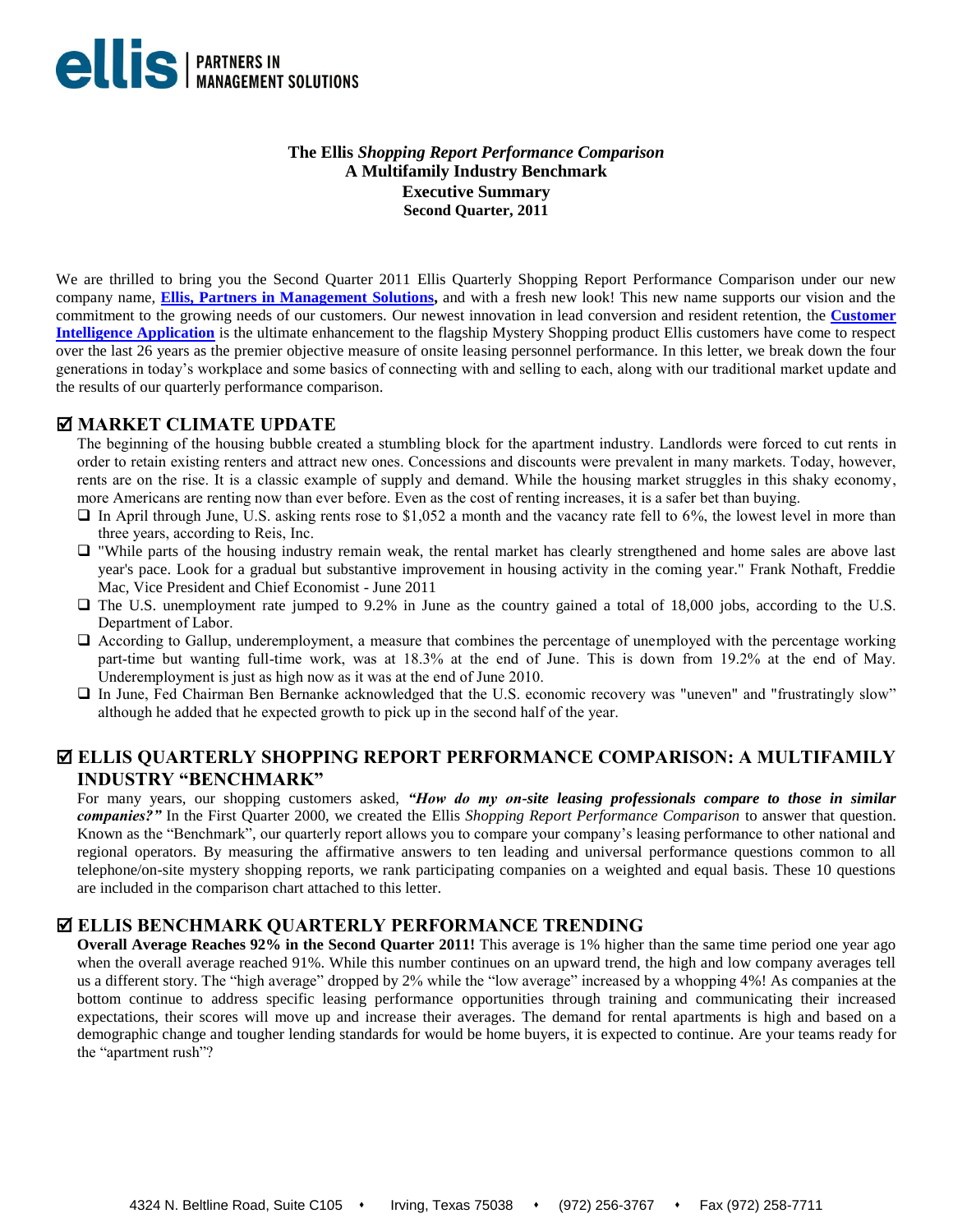**ellis** | PARTNERS IN MANAGEMENT SOLUTIONS

# The Ellis *Shopping Report Performance Comparison*
## A Multifamily Industry Benchmark
## Executive Summary
### Second Quarter, 2011

We are thrilled to bring you the Second Quarter 2011 Ellis Quarterly Shopping Report Performance Comparison under our new company name, **Ellis, Partners in Management Solutions,** and with a fresh new look! This new name supports our vision and the commitment to the growing needs of our customers. Our newest innovation in lead conversion and resident retention, the **Customer Intelligence Application** is the ultimate enhancement to the flagship Mystery Shopping product Ellis customers have come to respect over the last 26 years as the premier objective measure of onsite leasing personnel performance. In this letter, we break down the four generations in today's workplace and some basics of connecting with and selling to each, along with our traditional market update and the results of our quarterly performance comparison.

## ☑ MARKET CLIMATE UPDATE

The beginning of the housing bubble created a stumbling block for the apartment industry. Landlords were forced to cut rents in order to retain existing renters and attract new ones. Concessions and discounts were prevalent in many markets. Today, however, rents are on the rise. It is a classic example of supply and demand. While the housing market struggles in this shaky economy, more Americans are renting now than ever before. Even as the cost of renting increases, it is a safer bet than buying.

- ❑ In April through June, U.S. asking rents rose to $1,052 a month and the vacancy rate fell to 6%, the lowest level in more than three years, according to Reis, Inc.
- ❑ "While parts of the housing industry remain weak, the rental market has clearly strengthened and home sales are above last year's pace. Look for a gradual but substantive improvement in housing activity in the coming year." Frank Nothaft, Freddie Mac, Vice President and Chief Economist - June 2011
- ❑ The U.S. unemployment rate jumped to 9.2% in June as the country gained a total of 18,000 jobs, according to the U.S. Department of Labor.
- ❑ According to Gallup, underemployment, a measure that combines the percentage of unemployed with the percentage working part-time but wanting full-time work, was at 18.3% at the end of June. This is down from 19.2% at the end of May. Underemployment is just as high now as it was at the end of June 2010.
- ❑ In June, Fed Chairman Ben Bernanke acknowledged that the U.S. economic recovery was "uneven" and "frustratingly slow" although he added that he expected growth to pick up in the second half of the year.

## ☑ ELLIS QUARTERLY SHOPPING REPORT PERFORMANCE COMPARISON: A MULTIFAMILY INDUSTRY "BENCHMARK"

For many years, our shopping customers asked, ***"How do my on-site leasing professionals compare to those in similar companies?"*** In the First Quarter 2000, we created the Ellis *Shopping Report Performance Comparison* to answer that question. Known as the "Benchmark", our quarterly report allows you to compare your company's leasing performance to other national and regional operators. By measuring the affirmative answers to ten leading and universal performance questions common to all telephone/on-site mystery shopping reports, we rank participating companies on a weighted and equal basis. These 10 questions are included in the comparison chart attached to this letter.

## ☑ ELLIS BENCHMARK QUARTERLY PERFORMANCE TRENDING

**Overall Average Reaches 92% in the Second Quarter 2011!** This average is 1% higher than the same time period one year ago when the overall average reached 91%. While this number continues on an upward trend, the high and low company averages tell us a different story. The "high average" dropped by 2% while the "low average" increased by a whopping 4%! As companies at the bottom continue to address specific leasing performance opportunities through training and communicating their increased expectations, their scores will move up and increase their averages. The demand for rental apartments is high and based on a demographic change and tougher lending standards for would be home buyers, it is expected to continue. Are your teams ready for the "apartment rush"?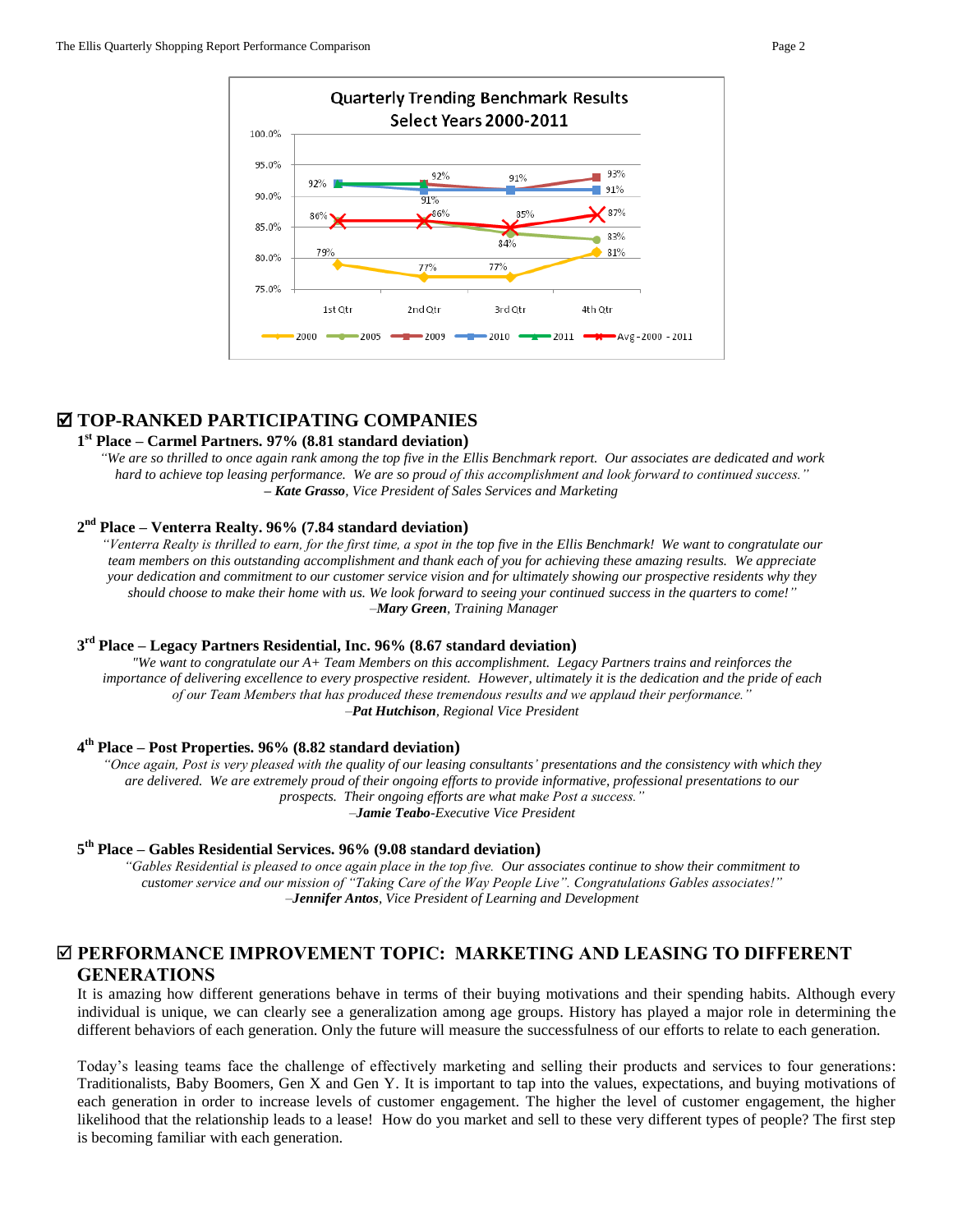## ☑ TOP-RANKED PARTICIPATING COMPANIES

**1st Place – Carmel Partners. 97% (8.81 standard deviation)**

*"We are so thrilled to once again rank among the top five in the Ellis Benchmark report. Our associates are dedicated and work hard to achieve top leasing performance. We are so proud of this accomplishment and look forward to continued success."*
***– Kate Grasso****, Vice President of Sales Services and Marketing*

**2nd Place – Venterra Realty. 96% (7.84 standard deviation)**

*"Venterra Realty is thrilled to earn, for the first time, a spot in the top five in the Ellis Benchmark! We want to congratulate our team members on this outstanding accomplishment and thank each of you for achieving these amazing results. We appreciate your dedication and commitment to our customer service vision and for ultimately showing our prospective residents why they should choose to make their home with us. We look forward to seeing your continued success in the quarters to come!"*
*–**Mary Green**, Training Manager*

**3rd Place – Legacy Partners Residential, Inc. 96% (8.67 standard deviation)**

*"We want to congratulate our A+ Team Members on this accomplishment. Legacy Partners trains and reinforces the importance of delivering excellence to every prospective resident. However, ultimately it is the dedication and the pride of each of our Team Members that has produced these tremendous results and we applaud their performance."*
*–**Pat Hutchison**, Regional Vice President*

**4th Place – Post Properties. 96% (8.82 standard deviation)**

*"Once again, Post is very pleased with the quality of our leasing consultants' presentations and the consistency with which they are delivered. We are extremely proud of their ongoing efforts to provide informative, professional presentations to our prospects. Their ongoing efforts are what make Post a success."*
*–**Jamie Teabo**-Executive Vice President*

**5th Place – Gables Residential Services. 96% (9.08 standard deviation)**

*"Gables Residential is pleased to once again place in the top five. Our associates continue to show their commitment to customer service and our mission of "Taking Care of the Way People Live". Congratulations Gables associates!"*
*–**Jennifer Antos**, Vice President of Learning and Development*

## ☑ PERFORMANCE IMPROVEMENT TOPIC: MARKETING AND LEASING TO DIFFERENT GENERATIONS

It is amazing how different generations behave in terms of their buying motivations and their spending habits. Although every individual is unique, we can clearly see a generalization among age groups. History has played a major role in determining the different behaviors of each generation. Only the future will measure the successfulness of our efforts to relate to each generation.

Today's leasing teams face the challenge of effectively marketing and selling their products and services to four generations: Traditionalists, Baby Boomers, Gen X and Gen Y. It is important to tap into the values, expectations, and buying motivations of each generation in order to increase levels of customer engagement. The higher the level of customer engagement, the higher likelihood that the relationship leads to a lease! How do you market and sell to these very different types of people? The first step is becoming familiar with each generation.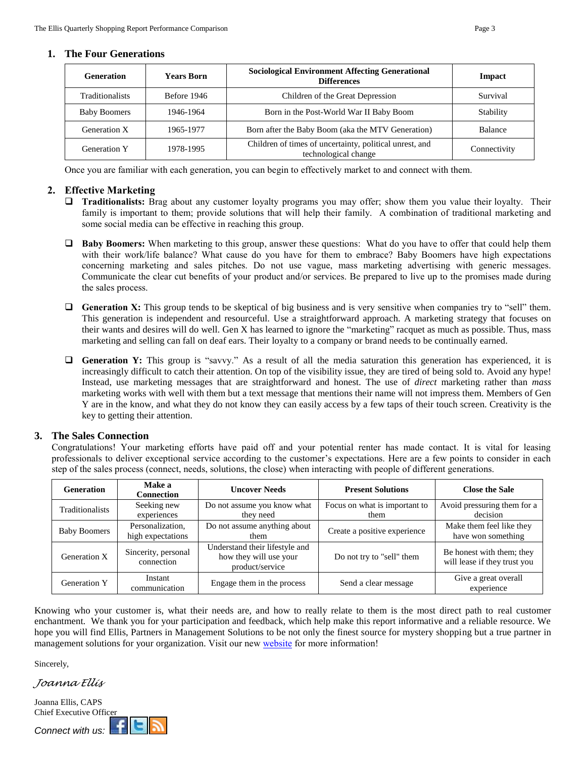## 1. The Four Generations

| Generation | Years Born | Sociological Environment Affecting Generational Differences | Impact |
|---|---|---|---|
| Traditionalists | Before 1946 | Children of the Great Depression | Survival |
| Baby Boomers | 1946-1964 | Born in the Post-World War II Baby Boom | Stability |
| Generation X | 1965-1977 | Born after the Baby Boom (aka the MTV Generation) | Balance |
| Generation Y | 1978-1995 | Children of times of uncertainty, political unrest, and technological change | Connectivity |

Once you are familiar with each generation, you can begin to effectively market to and connect with them.

## 2. Effective Marketing

- **Traditionalists:** Brag about any customer loyalty programs you may offer; show them you value their loyalty. Their family is important to them; provide solutions that will help their family. A combination of traditional marketing and some social media can be effective in reaching this group.

- **Baby Boomers:** When marketing to this group, answer these questions: What do you have to offer that could help them with their work/life balance? What cause do you have for them to embrace? Baby Boomers have high expectations concerning marketing and sales pitches. Do not use vague, mass marketing advertising with generic messages. Communicate the clear cut benefits of your product and/or services. Be prepared to live up to the promises made during the sales process.

- **Generation X:** This group tends to be skeptical of big business and is very sensitive when companies try to "sell" them. This generation is independent and resourceful. Use a straightforward approach. A marketing strategy that focuses on their wants and desires will do well. Gen X has learned to ignore the "marketing" racquet as much as possible. Thus, mass marketing and selling can fall on deaf ears. Their loyalty to a company or brand needs to be continually earned.

- **Generation Y:** This group is "savvy." As a result of all the media saturation this generation has experienced, it is increasingly difficult to catch their attention. On top of the visibility issue, they are tired of being sold to. Avoid any hype! Instead, use marketing messages that are straightforward and honest. The use of *direct* marketing rather than *mass* marketing works with well with them but a text message that mentions their name will not impress them. Members of Gen Y are in the know, and what they do not know they can easily access by a few taps of their touch screen. Creativity is the key to getting their attention.

## 3. The Sales Connection

Congratulations! Your marketing efforts have paid off and your potential renter has made contact. It is vital for leasing professionals to deliver exceptional service according to the customer's expectations. Here are a few points to consider in each step of the sales process (connect, needs, solutions, the close) when interacting with people of different generations.

| Generation | Make a Connection | Uncover Needs | Present Solutions | Close the Sale |
|---|---|---|---|---|
| Traditionalists | Seeking new experiences | Do not assume you know what they need | Focus on what is important to them | Avoid pressuring them for a decision |
| Baby Boomers | Personalization, high expectations | Do not assume anything about them | Create a positive experience | Make them feel like they have won something |
| Generation X | Sincerity, personal connection | Understand their lifestyle and how they will use your product/service | Do not try to "sell" them | Be honest with them; they will lease if they trust you |
| Generation Y | Instant communication | Engage them in the process | Send a clear message | Give a great overall experience |

Knowing who your customer is, what their needs are, and how to really relate to them is the most direct path to real customer enchantment. We thank you for your participation and feedback, which help make this report informative and a reliable resource. We hope you will find Ellis, Partners in Management Solutions to be not only the finest source for mystery shopping but a true partner in management solutions for your organization. Visit our new [website](website) for more information!

Sincerely,

*Joanna Ellis*

Joanna Ellis, CAPS
Chief Executive Officer

*Connect with us:*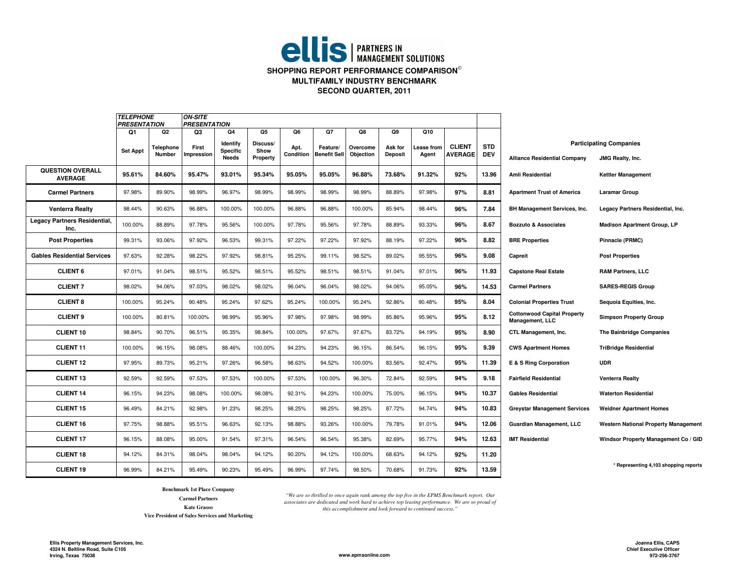**ellis | PARTNERS IN MANAGEMENT SOLUTIONS**

# SHOPPING REPORT PERFORMANCE COMPARISON©
## MULTIFAMILY INDUSTRY BENCHMARK
## SECOND QUARTER, 2011

| | *TELEPHONE PRESENTATION* | | *ON-SITE PRESENTATION* | | | | | | | | | |
|---|---|---|---|---|---|---|---|---|---|---|---|---|
| | Q1 | Q2 | Q3 | Q4 | Q5 | Q6 | Q7 | Q8 | Q9 | Q10 | | |
| | Set Appt | Telephone Number | First Impression | Identify Specific Needs | Discuss/ Show Property | Apt. Condition | Feature/ Benefit Sell | Overcome Objection | Ask for Deposit | Lease from Agent | CLIENT AVERAGE | STD DEV |
| **QUESTION OVERALL AVERAGE** | **95.61%** | **84.60%** | **95.47%** | **93.01%** | **95.34%** | **95.05%** | **95.05%** | **96.88%** | **73.68%** | **91.32%** | **92%** | **13.96** |
| **Carmel Partners** | 97.98% | 89.90% | 98.99% | 96.97% | 98.99% | 98.99% | 98.99% | 98.99% | 88.89% | 97.98% | **97%** | **8.81** |
| **Venterra Realty** | 98.44% | 90.63% | 96.88% | 100.00% | 100.00% | 96.88% | 96.88% | 100.00% | 85.94% | 98.44% | **96%** | **7.84** |
| **Legacy Partners Residential, Inc.** | 100.00% | 88.89% | 97.78% | 95.56% | 100.00% | 97.78% | 95.56% | 97.78% | 88.89% | 93.33% | **96%** | **8.67** |
| **Post Properties** | 99.31% | 93.06% | 97.92% | 96.53% | 99.31% | 97.22% | 97.22% | 97.92% | 88.19% | 97.22% | **96%** | **8.82** |
| **Gables Residential Services** | 97.63% | 92.28% | 98.22% | 97.92% | 98.81% | 95.25% | 99.11% | 98.52% | 89.02% | 95.55% | **96%** | **9.08** |
| **CLIENT 6** | 97.01% | 91.04% | 98.51% | 95.52% | 98.51% | 95.52% | 98.51% | 98.51% | 91.04% | 97.01% | **96%** | **11.93** |
| **CLIENT 7** | 98.02% | 94.06% | 97.03% | 98.02% | 98.02% | 96.04% | 96.04% | 98.02% | 94.06% | 95.05% | **96%** | **14.53** |
| **CLIENT 8** | 100.00% | 95.24% | 90.48% | 95.24% | 97.62% | 95.24% | 100.00% | 95.24% | 92.86% | 90.48% | **95%** | **8.04** |
| **CLIENT 9** | 100.00% | 80.81% | 100.00% | 98.99% | 95.96% | 97.98% | 97.98% | 98.99% | 85.86% | 95.96% | **95%** | **8.12** |
| **CLIENT 10** | 98.84% | 90.70% | 96.51% | 95.35% | 98.84% | 100.00% | 97.67% | 97.67% | 83.72% | 94.19% | **95%** | **8.90** |
| **CLIENT 11** | 100.00% | 96.15% | 98.08% | 88.46% | 100.00% | 94.23% | 94.23% | 96.15% | 86.54% | 96.15% | **95%** | **9.39** |
| **CLIENT 12** | 97.95% | 89.73% | 95.21% | 97.26% | 96.58% | 98.63% | 94.52% | 100.00% | 83.56% | 92.47% | **95%** | **11.39** |
| **CLIENT 13** | 92.59% | 92.59% | 97.53% | 97.53% | 100.00% | 97.53% | 100.00% | 96.30% | 72.84% | 92.59% | **94%** | **9.18** |
| **CLIENT 14** | 96.15% | 94.23% | 98.08% | 100.00% | 98.08% | 92.31% | 94.23% | 100.00% | 75.00% | 96.15% | **94%** | **10.37** |
| **CLIENT 15** | 96.49% | 84.21% | 92.98% | 91.23% | 98.25% | 98.25% | 98.25% | 98.25% | 87.72% | 94.74% | **94%** | **10.83** |
| **CLIENT 16** | 97.75% | 98.88% | 95.51% | 96.63% | 92.13% | 98.88% | 93.26% | 100.00% | 79.78% | 91.01% | **94%** | **12.06** |
| **CLIENT 17** | 96.15% | 88.08% | 95.00% | 91.54% | 97.31% | 96.54% | 96.54% | 95.38% | 82.69% | 95.77% | **94%** | **12.63** |
| **CLIENT 18** | 94.12% | 84.31% | 98.04% | 98.04% | 94.12% | 90.20% | 94.12% | 100.00% | 68.63% | 94.12% | **92%** | **11.20** |
| **CLIENT 19** | 96.99% | 84.21% | 95.49% | 90.23% | 95.49% | 96.99% | 97.74% | 98.50% | 70.68% | 91.73% | **92%** | **13.59** |

**Participating Companies**

| | |
|---|---|
| Alliance Residential Company | JMG Realty, Inc. |
| Amli Residential | Kettler Management |
| Apartment Trust of America | Laramar Group |
| BH Management Services, Inc. | Legacy Partners Residential, Inc. |
| Bozzuto & Associates | Madison Apartment Group, LP |
| BRE Properties | Pinnacle (PRMC) |
| Capreit | Post Properties |
| Capstone Real Estate | RAM Partners, LLC |
| Carmel Partners | SARES•REGIS Group |
| Colonial Properties Trust | Sequoia Equities, Inc. |
| Cottonwood Capital Property Management, LLC | Simpson Property Group |
| CTL Management, Inc. | The Bainbridge Companies |
| CWS Apartment Homes | TriBridge Residential |
| E & S Ring Corporation | UDR |
| Fairfield Residential | Venterra Realty |
| Gables Residential | Waterton Residential |
| Greystar Management Services | Weidner Apartment Homes |
| Guardian Management, LLC | Western National Property Management |
| IMT Residential | Windsor Property Management Co / GID |

* Representing 4,103 shopping reports

**Benchmark 1st Place Company**
**Carmel Partners**
**Kate Grasso**
**Vice President of Sales Services and Marketing**

*"We are so thrilled to once again rank among the top five in the EPMS Benchmark report. Our associates are dedicated and work hard to achieve top leasing performance. We are so proud of this accomplishment and look forward to continued success."*

**Ellis Property Management Services, Inc.**
**4324 N. Beltline Road, Suite C105**
**Irving, Texas 75038**

**www.epmsonline.com**

**Joanna Ellis, CAPS**
**Chief Executive Officer**
**972-256-3767**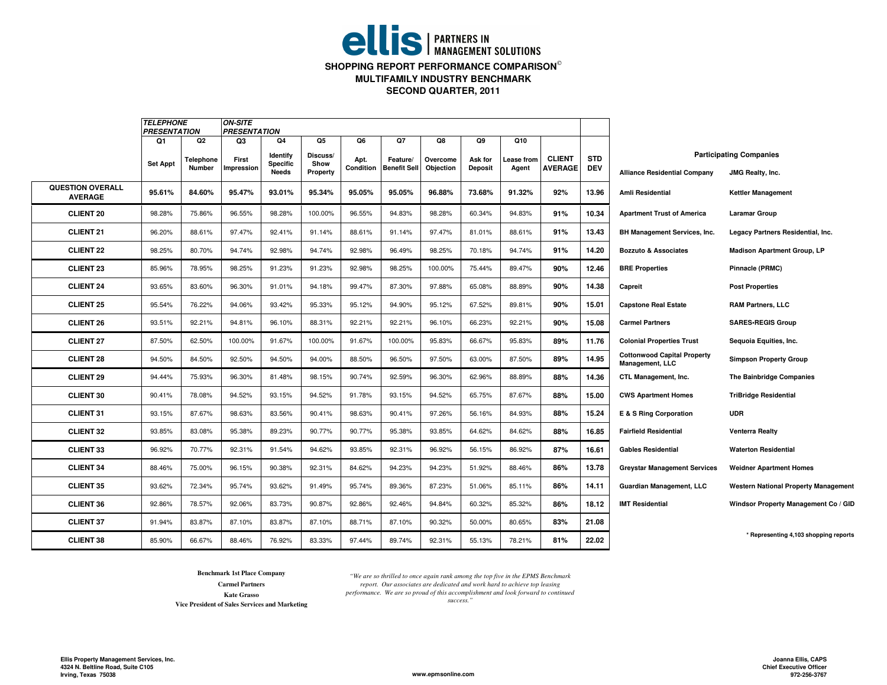**ellis** | PARTNERS IN MANAGEMENT SOLUTIONS

## SHOPPING REPORT PERFORMANCE COMPARISON©
## MULTIFAMILY INDUSTRY BENCHMARK
## SECOND QUARTER, 2011

| | *TELEPHONE PRESENTATION* | | *ON-SITE PRESENTATION* | | | | | | | | | |
|---|---|---|---|---|---|---|---|---|---|---|---|---|
| | Q1 | Q2 | Q3 | Q4 | Q5 | Q6 | Q7 | Q8 | Q9 | Q10 | | |
| | Set Appt | Telephone Number | First Impression | Identify Specific Needs | Discuss/ Show Property | Apt. Condition | Feature/ Benefit Sell | Overcome Objection | Ask for Deposit | Lease from Agent | CLIENT AVERAGE | STD DEV |
| **QUESTION OVERALL AVERAGE** | **95.61%** | **84.60%** | **95.47%** | **93.01%** | **95.34%** | **95.05%** | **95.05%** | **96.88%** | **73.68%** | **91.32%** | **92%** | **13.96** |
| **CLIENT 20** | 98.28% | 75.86% | 96.55% | 98.28% | 100.00% | 96.55% | 94.83% | 98.28% | 60.34% | 94.83% | **91%** | **10.34** |
| **CLIENT 21** | 96.20% | 88.61% | 97.47% | 92.41% | 91.14% | 88.61% | 91.14% | 97.47% | 81.01% | 88.61% | **91%** | **13.43** |
| **CLIENT 22** | 98.25% | 80.70% | 94.74% | 92.98% | 94.74% | 92.98% | 96.49% | 98.25% | 70.18% | 94.74% | **91%** | **14.20** |
| **CLIENT 23** | 85.96% | 78.95% | 98.25% | 91.23% | 91.23% | 92.98% | 98.25% | 100.00% | 75.44% | 89.47% | **90%** | **12.46** |
| **CLIENT 24** | 93.65% | 83.60% | 96.30% | 91.01% | 94.18% | 99.47% | 87.30% | 97.88% | 65.08% | 88.89% | **90%** | **14.38** |
| **CLIENT 25** | 95.54% | 76.22% | 94.06% | 93.42% | 95.33% | 95.12% | 94.90% | 95.12% | 67.52% | 89.81% | **90%** | **15.01** |
| **CLIENT 26** | 93.51% | 92.21% | 94.81% | 96.10% | 88.31% | 92.21% | 92.21% | 96.10% | 66.23% | 92.21% | **90%** | **15.08** |
| **CLIENT 27** | 87.50% | 62.50% | 100.00% | 91.67% | 100.00% | 91.67% | 100.00% | 95.83% | 66.67% | 95.83% | **89%** | **11.76** |
| **CLIENT 28** | 94.50% | 84.50% | 92.50% | 94.50% | 94.00% | 88.50% | 96.50% | 97.50% | 63.00% | 87.50% | **89%** | **14.95** |
| **CLIENT 29** | 94.44% | 75.93% | 96.30% | 81.48% | 98.15% | 90.74% | 92.59% | 96.30% | 62.96% | 88.89% | **88%** | **14.36** |
| **CLIENT 30** | 90.41% | 78.08% | 94.52% | 93.15% | 94.52% | 91.78% | 93.15% | 94.52% | 65.75% | 87.67% | **88%** | **15.00** |
| **CLIENT 31** | 93.15% | 87.67% | 98.63% | 83.56% | 90.41% | 98.63% | 90.41% | 97.26% | 56.16% | 84.93% | **88%** | **15.24** |
| **CLIENT 32** | 93.85% | 83.08% | 95.38% | 89.23% | 90.77% | 90.77% | 95.38% | 93.85% | 64.62% | 84.62% | **88%** | **16.85** |
| **CLIENT 33** | 96.92% | 70.77% | 92.31% | 91.54% | 94.62% | 93.85% | 92.31% | 96.92% | 56.15% | 86.92% | **87%** | **16.61** |
| **CLIENT 34** | 88.46% | 75.00% | 96.15% | 90.38% | 92.31% | 84.62% | 94.23% | 94.23% | 51.92% | 88.46% | **86%** | **13.78** |
| **CLIENT 35** | 93.62% | 72.34% | 95.74% | 93.62% | 91.49% | 95.74% | 89.36% | 87.23% | 51.06% | 85.11% | **86%** | **14.11** |
| **CLIENT 36** | 92.86% | 78.57% | 92.06% | 83.73% | 90.87% | 92.86% | 92.46% | 94.84% | 60.32% | 85.32% | **86%** | **18.12** |
| **CLIENT 37** | 91.94% | 83.87% | 87.10% | 83.87% | 87.10% | 88.71% | 87.10% | 90.32% | 50.00% | 80.65% | **83%** | **21.08** |
| **CLIENT 38** | 85.90% | 66.67% | 88.46% | 76.92% | 83.33% | 97.44% | 89.74% | 92.31% | 55.13% | 78.21% | **81%** | **22.02** |

### Participating Companies

| | |
|---|---|
| **Alliance Residential Company** | **JMG Realty, Inc.** |
| **Amli Residential** | **Kettler Management** |
| **Apartment Trust of America** | **Laramar Group** |
| **BH Management Services, Inc.** | **Legacy Partners Residential, Inc.** |
| **Bozzuto & Associates** | **Madison Apartment Group, LP** |
| **BRE Properties** | **Pinnacle (PRMC)** |
| **Capreit** | **Post Properties** |
| **Capstone Real Estate** | **RAM Partners, LLC** |
| **Carmel Partners** | **SARES•REGIS Group** |
| **Colonial Properties Trust** | **Sequoia Equities, Inc.** |
| **Cottonwood Capital Property Management, LLC** | **Simpson Property Group** |
| **CTL Management, Inc.** | **The Bainbridge Companies** |
| **CWS Apartment Homes** | **TriBridge Residential** |
| **E & S Ring Corporation** | **UDR** |
| **Fairfield Residential** | **Venterra Realty** |
| **Gables Residential** | **Waterton Residential** |
| **Greystar Management Services** | **Weidner Apartment Homes** |
| **Guardian Management, LLC** | **Western National Property Management** |
| **IMT Residential** | **Windsor Property Management Co / GID** |

**\* Representing 4,103 shopping reports**

**Benchmark 1st Place Company**
**Carmel Partners**
**Kate Grasso**
**Vice President of Sales Services and Marketing**

*"We are so thrilled to once again rank among the top five in the EPMS Benchmark report. Our associates are dedicated and work hard to achieve top leasing performance. We are so proud of this accomplishment and look forward to continued success."*

**Ellis Property Management Services, Inc.**
**4324 N. Beltline Road, Suite C105**
**Irving, Texas 75038**

**www.epmsonline.com**

**Joanna Ellis, CAPS**
**Chief Executive Officer**
**972-256-3767**